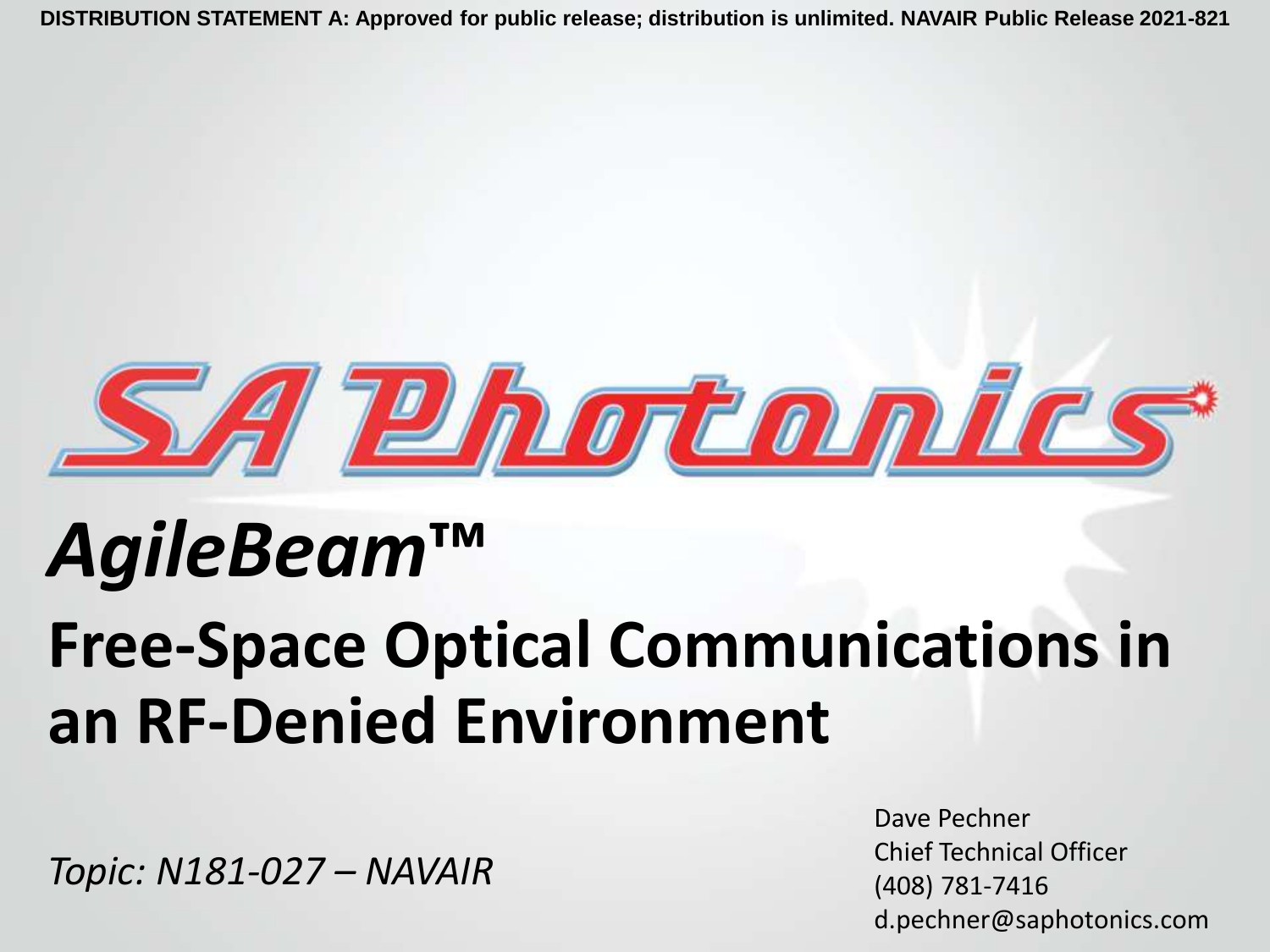DISTRIBUTION STATEMENT A: Approved for public release; distribution is unlimited. NAVAIR Public Release 2021-821

SA Photonics

# *AgileBeam™*

# Free-Space Optical Communications in an RF-Denied Environment

*Topic: N181-027 – NAVAIR*

Dave Pechner
Chief Technical Officer
(408) 781-7416
d.pechner@saphotonics.com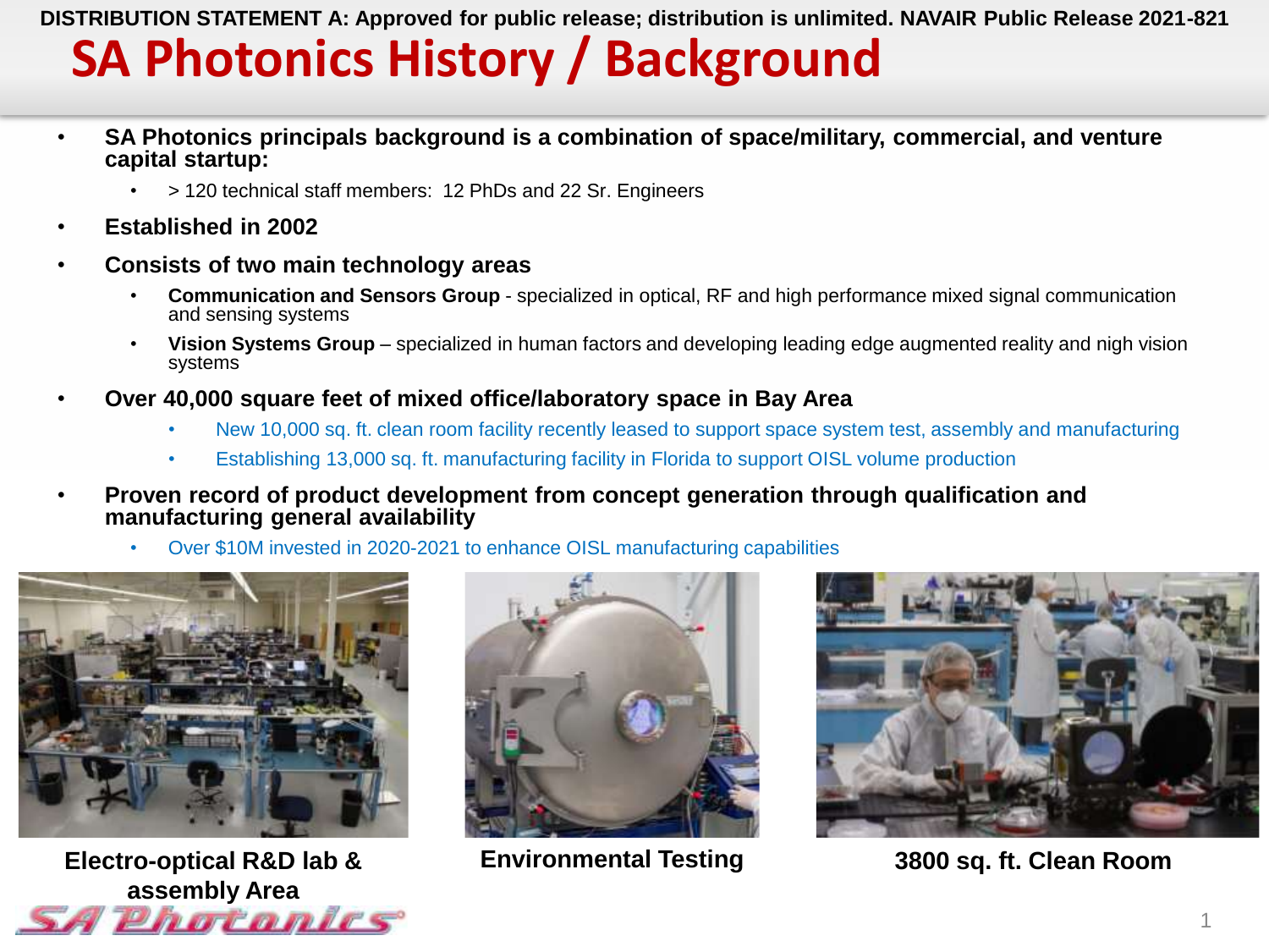DISTRIBUTION STATEMENT A: Approved for public release; distribution is unlimited. NAVAIR Public Release 2021-821

# SA Photonics History / Background

- **SA Photonics principals background is a combination of space/military, commercial, and venture capital startup:**
  - > 120 technical staff members: 12 PhDs and 22 Sr. Engineers
- **Established in 2002**
- **Consists of two main technology areas**
  - **Communication and Sensors Group** - specialized in optical, RF and high performance mixed signal communication and sensing systems
  - **Vision Systems Group** – specialized in human factors and developing leading edge augmented reality and nigh vision systems
- **Over 40,000 square feet of mixed office/laboratory space in Bay Area**
  - New 10,000 sq. ft. clean room facility recently leased to support space system test, assembly and manufacturing
  - Establishing 13,000 sq. ft. manufacturing facility in Florida to support OISL volume production
- **Proven record of product development from concept generation through qualification and manufacturing general availability**
  - Over $10M invested in 2020-2021 to enhance OISL manufacturing capabilities

**Electro-optical R&D lab & assembly Area**

**Environmental Testing**

**3800 sq. ft. Clean Room**

SA Photonics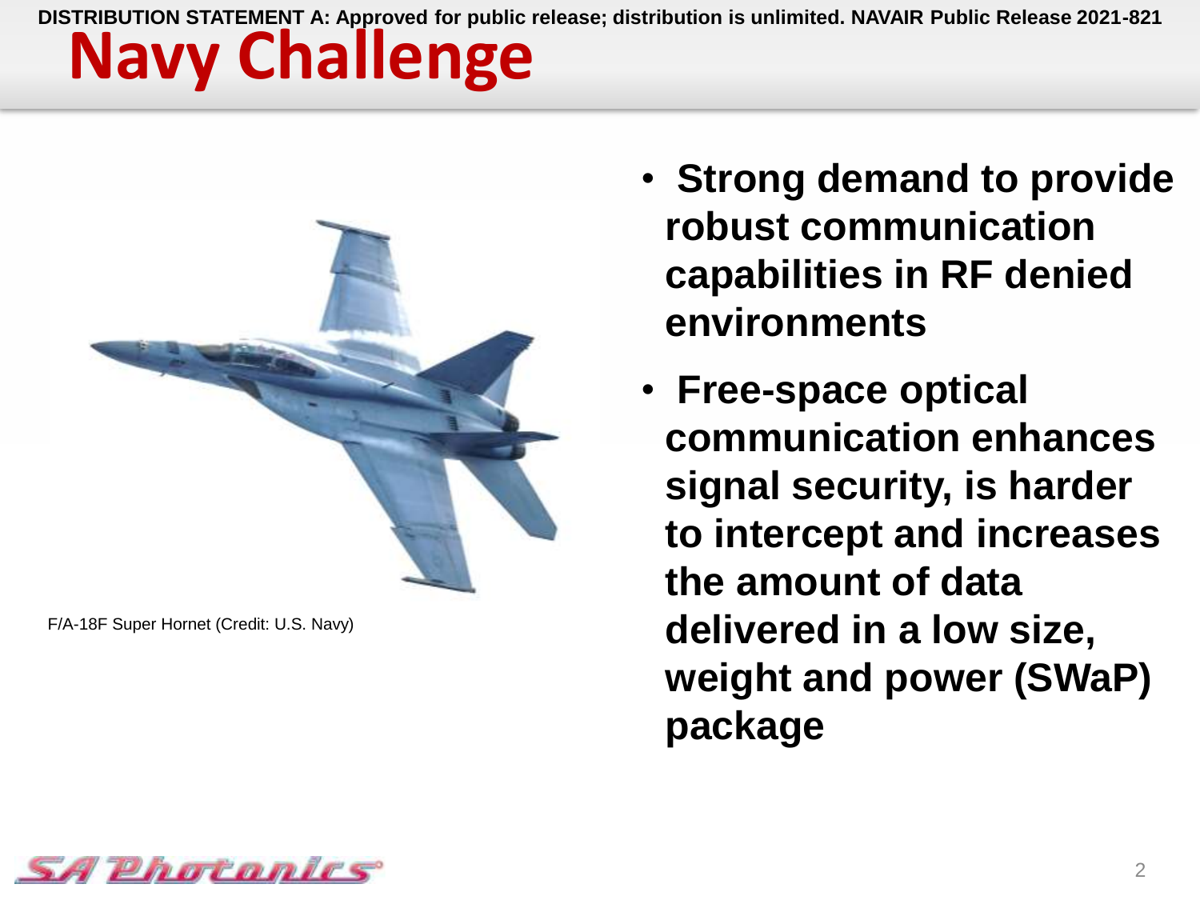DISTRIBUTION STATEMENT A: Approved for public release; distribution is unlimited. NAVAIR Public Release 2021-821

# Navy Challenge

F/A-18F Super Hornet (Credit: U.S. Navy)

- **Strong demand to provide robust communication capabilities in RF denied environments**
- **Free-space optical communication enhances signal security, is harder to intercept and increases the amount of data delivered in a low size, weight and power (SWaP) package**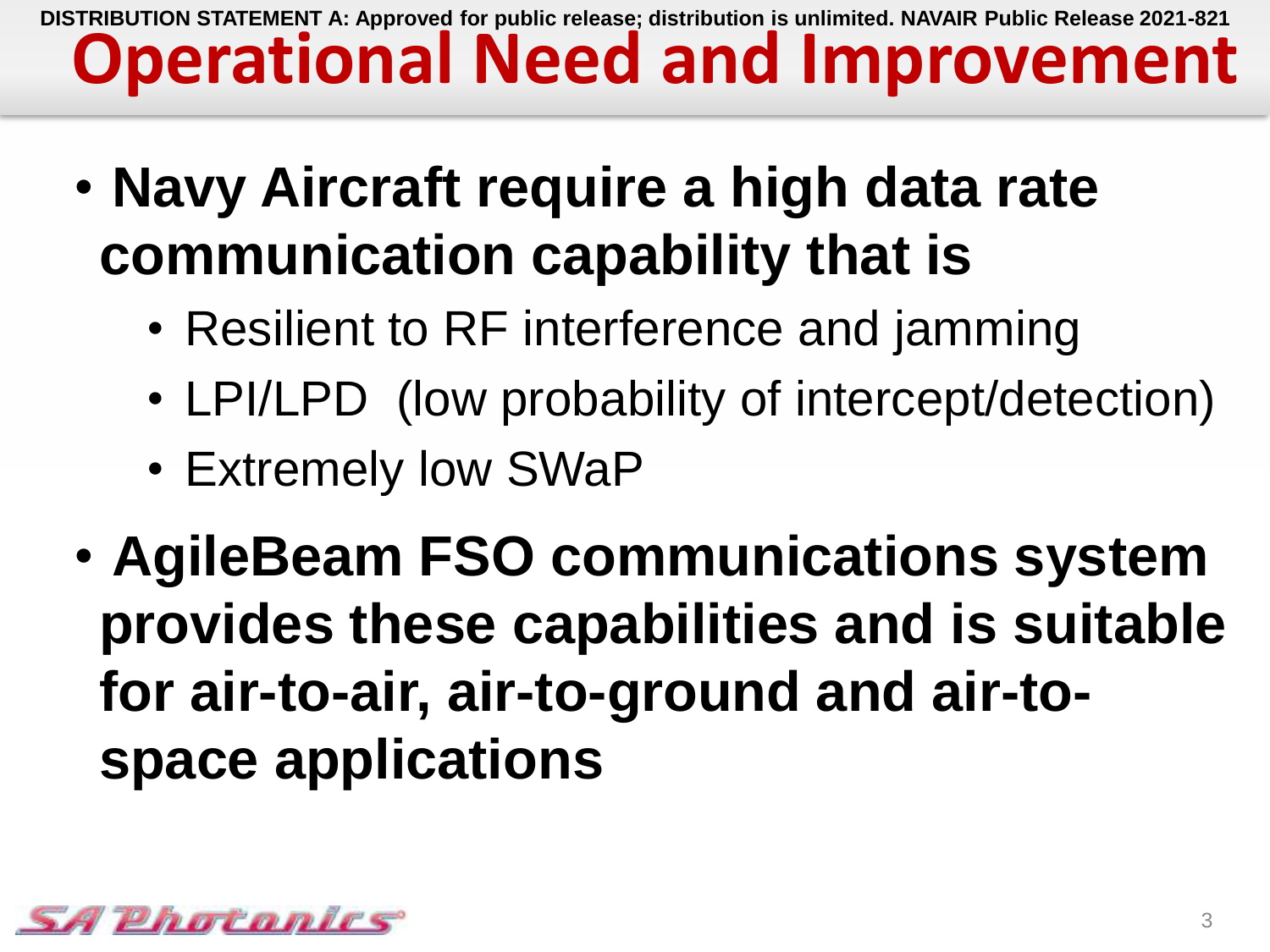DISTRIBUTION STATEMENT A: Approved for public release; distribution is unlimited. NAVAIR Public Release 2021-821

# Operational Need and Improvement

- **Navy Aircraft require a high data rate communication capability that is**
  - Resilient to RF interference and jamming
  - LPI/LPD (low probability of intercept/detection)
  - Extremely low SWaP
- **AgileBeam FSO communications system provides these capabilities and is suitable for air-to-air, air-to-ground and air-to-space applications**

SA Photonics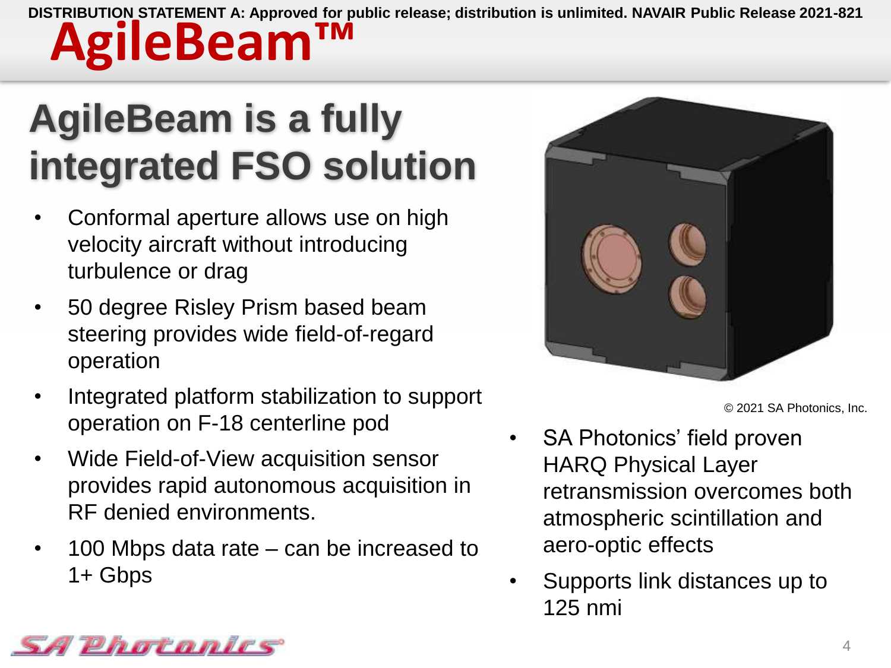DISTRIBUTION STATEMENT A: Approved for public release; distribution is unlimited. NAVAIR Public Release 2021-821

# AgileBeam™

## AgileBeam is a fully integrated FSO solution

- Conformal aperture allows use on high velocity aircraft without introducing turbulence or drag
- 50 degree Risley Prism based beam steering provides wide field-of-regard operation
- Integrated platform stabilization to support operation on F-18 centerline pod
- Wide Field-of-View acquisition sensor provides rapid autonomous acquisition in RF denied environments.
- 100 Mbps data rate – can be increased to 1+ Gbps

© 2021 SA Photonics, Inc.

- SA Photonics' field proven HARQ Physical Layer retransmission overcomes both atmospheric scintillation and aero-optic effects
- Supports link distances up to 125 nmi

SA Photonics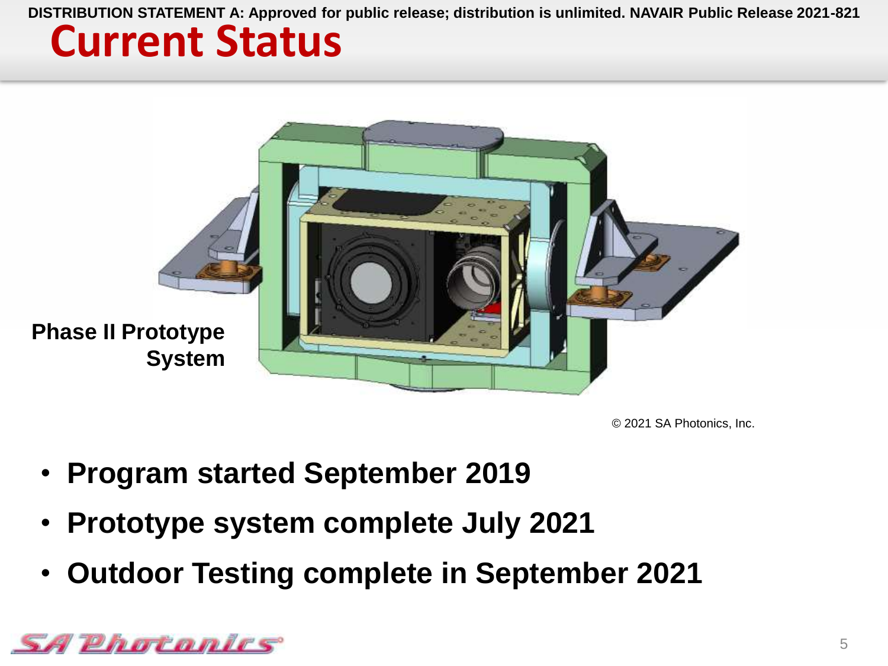DISTRIBUTION STATEMENT A: Approved for public release; distribution is unlimited. NAVAIR Public Release 2021-821

# Current Status

**Phase II Prototype System**

© 2021 SA Photonics, Inc.

- **Program started September 2019**
- **Prototype system complete July 2021**
- **Outdoor Testing complete in September 2021**

SA Photonics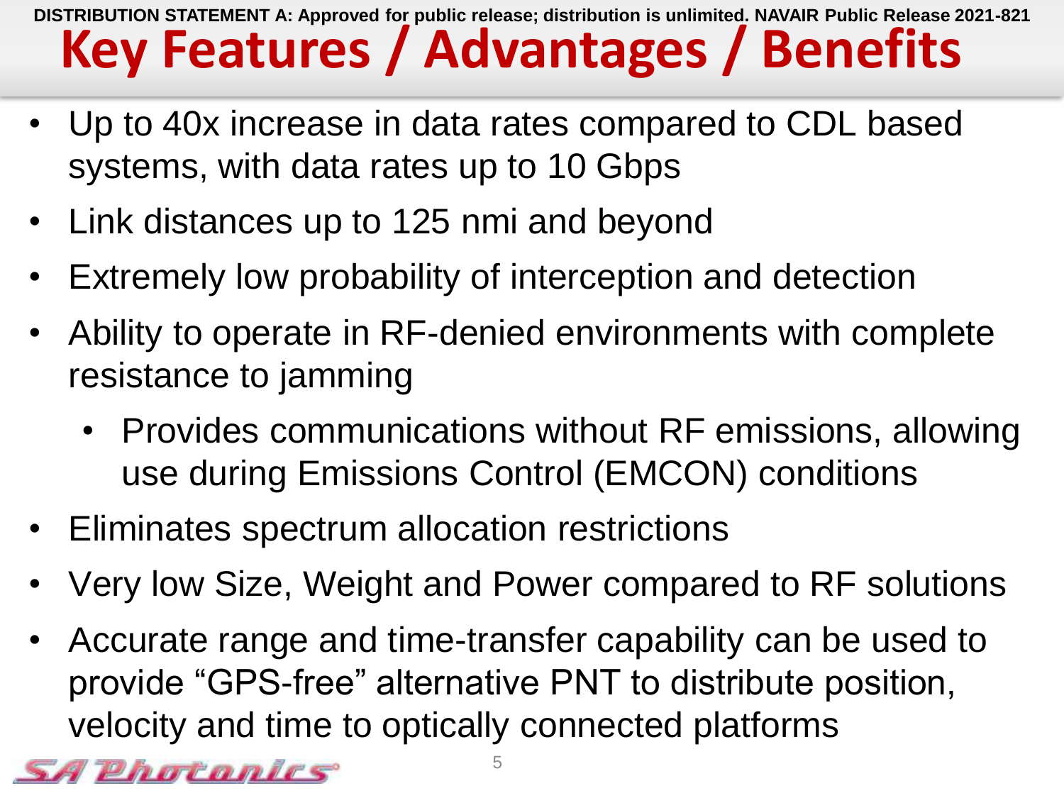DISTRIBUTION STATEMENT A: Approved for public release; distribution is unlimited. NAVAIR Public Release 2021-821

# Key Features / Advantages / Benefits

- Up to 40x increase in data rates compared to CDL based systems, with data rates up to 10 Gbps
- Link distances up to 125 nmi and beyond
- Extremely low probability of interception and detection
- Ability to operate in RF-denied environments with complete resistance to jamming
  - Provides communications without RF emissions, allowing use during Emissions Control (EMCON) conditions
- Eliminates spectrum allocation restrictions
- Very low Size, Weight and Power compared to RF solutions
- Accurate range and time-transfer capability can be used to provide “GPS-free” alternative PNT to distribute position, velocity and time to optically connected platforms

SA Photonics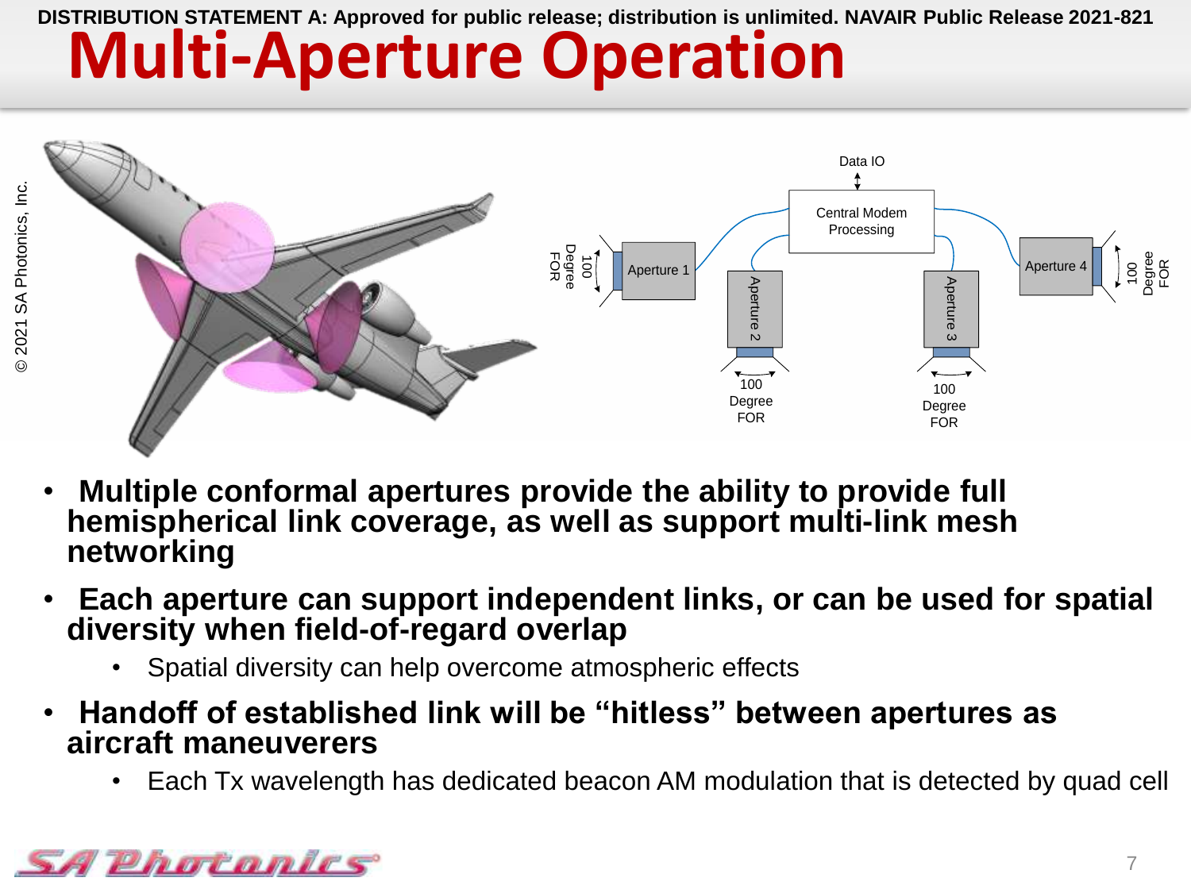DISTRIBUTION STATEMENT A: Approved for public release; distribution is unlimited. NAVAIR Public Release 2021-821

# Multi-Aperture Operation

© 2021 SA Photonics, Inc.

Data IO

Central Modem Processing

Aperture 1 — 100 Degree FOR

Aperture 2 — 100 Degree FOR

Aperture 3 — 100 Degree FOR

Aperture 4 — 100 Degree FOR

- **Multiple conformal apertures provide the ability to provide full hemispherical link coverage, as well as support multi-link mesh networking**
- **Each aperture can support independent links, or can be used for spatial diversity when field-of-regard overlap**
  - Spatial diversity can help overcome atmospheric effects
- **Handoff of established link will be "hitless" between apertures as aircraft maneuverers**
  - Each Tx wavelength has dedicated beacon AM modulation that is detected by quad cell

SA Photonics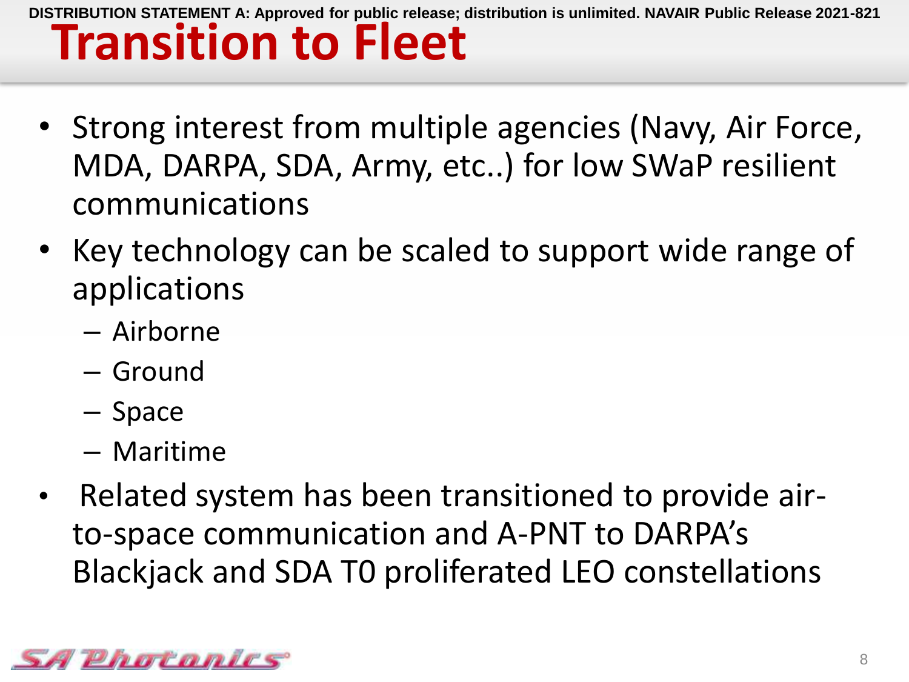DISTRIBUTION STATEMENT A: Approved for public release; distribution is unlimited. NAVAIR Public Release 2021-821

# Transition to Fleet

- Strong interest from multiple agencies (Navy, Air Force, MDA, DARPA, SDA, Army, etc..) for low SWaP resilient communications
- Key technology can be scaled to support wide range of applications
  - Airborne
  - Ground
  - Space
  - Maritime
- Related system has been transitioned to provide air-to-space communication and A-PNT to DARPA's Blackjack and SDA T0 proliferated LEO constellations

SA Photonics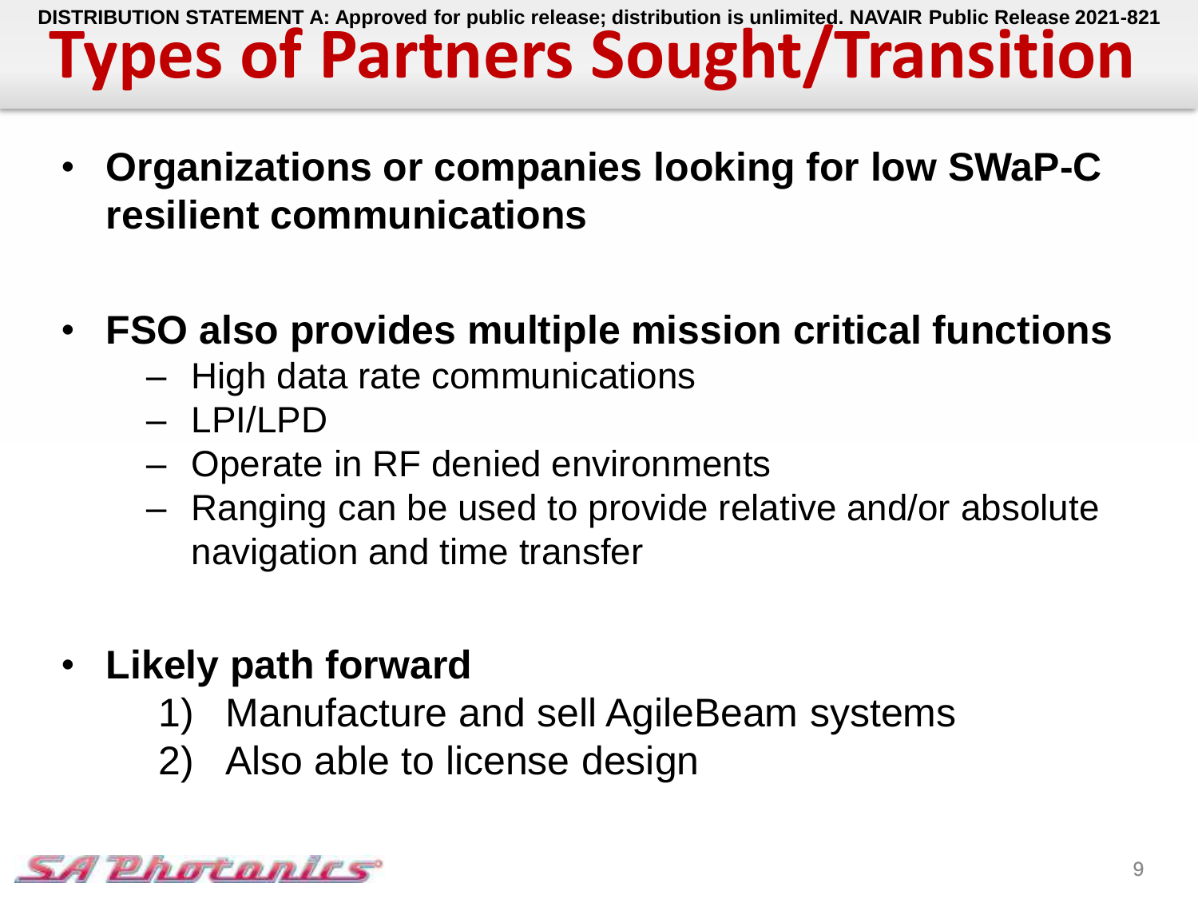DISTRIBUTION STATEMENT A: Approved for public release; distribution is unlimited. NAVAIR Public Release 2021-821

# Types of Partners Sought/Transition

- **Organizations or companies looking for low SWaP-C resilient communications**

- **FSO also provides multiple mission critical functions**
  - High data rate communications
  - LPI/LPD
  - Operate in RF denied environments
  - Ranging can be used to provide relative and/or absolute navigation and time transfer

- **Likely path forward**
  1) Manufacture and sell AgileBeam systems
  2) Also able to license design

SA Photonics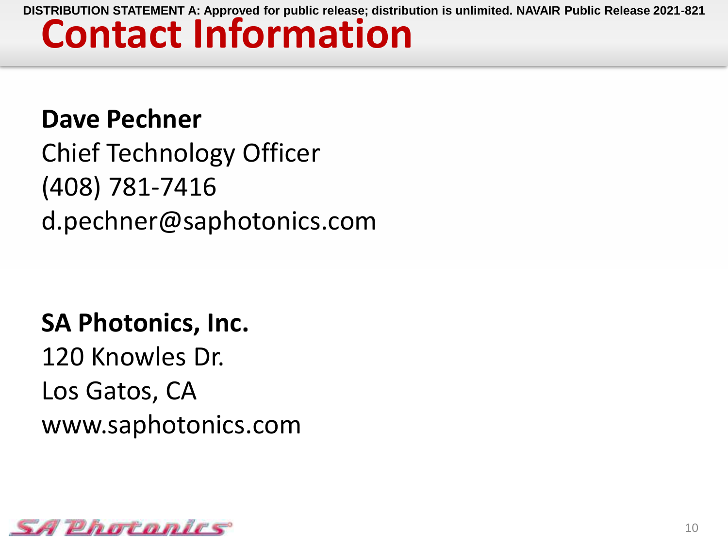DISTRIBUTION STATEMENT A: Approved for public release; distribution is unlimited. NAVAIR Public Release 2021-821

# Contact Information

**Dave Pechner**
Chief Technology Officer
(408) 781-7416
d.pechner@saphotonics.com

**SA Photonics, Inc.**
120 Knowles Dr.
Los Gatos, CA
www.saphotonics.com